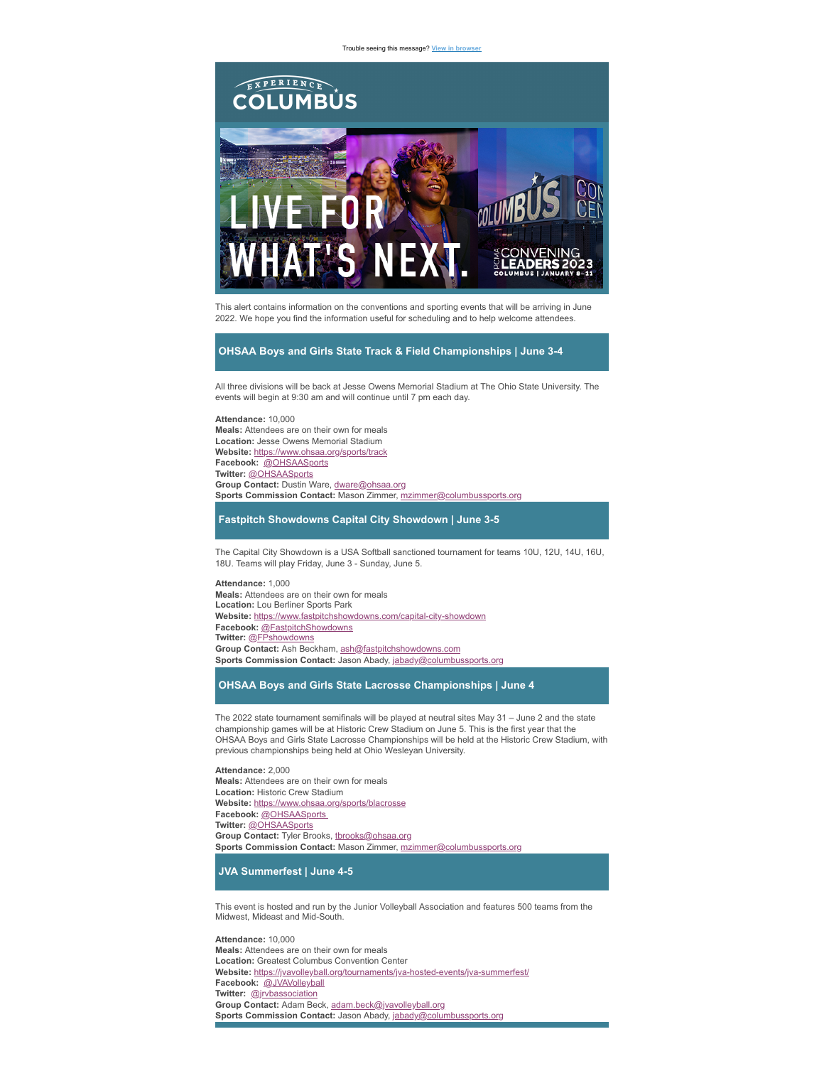Trouble seeing this message? [View in browser]

This alert contains information on the conventions and sporting events that will be arriving in June 2022. We hope you find the information useful for scheduling and to help welcome attendees.

## OHSAA Boys and Girls State Track & Field Championships | June 3-4

All three divisions will be back at Jesse Owens Memorial Stadium at The Ohio State University. The events will begin at 9:30 am and will continue until 7 pm each day.

**Attendance:** 10,000
**Meals:** Attendees are on their own for meals
**Location:** Jesse Owens Memorial Stadium
**Website:** https://www.ohsaa.org/sports/track
**Facebook:** @OHSAASports
**Twitter:** @OHSAASports
**Group Contact:** Dustin Ware, dware@ohsaa.org
**Sports Commission Contact:** Mason Zimmer, mzimmer@columbussports.org

## Fastpitch Showdowns Capital City Showdown | June 3-5

The Capital City Showdown is a USA Softball sanctioned tournament for teams 10U, 12U, 14U, 16U, 18U. Teams will play Friday, June 3 - Sunday, June 5.

**Attendance:** 1,000
**Meals:** Attendees are on their own for meals
**Location:** Lou Berliner Sports Park
**Website:** https://www.fastpitchshowdowns.com/capital-city-showdown
**Facebook:** @FastpitchShowdowns
**Twitter:** @FPshowdowns
**Group Contact:** Ash Beckham, ash@fastpitchshowdowns.com
**Sports Commission Contact:** Jason Abady, jabady@columbussports.org

## OHSAA Boys and Girls State Lacrosse Championships | June 4

The 2022 state tournament semifinals will be played at neutral sites May 31 – June 2 and the state championship games will be at Historic Crew Stadium on June 5. This is the first year that the OHSAA Boys and Girls State Lacrosse Championships will be held at the Historic Crew Stadium, with previous championships being held at Ohio Wesleyan University.

**Attendance:** 2,000
**Meals:** Attendees are on their own for meals
**Location:** Historic Crew Stadium
**Website:** https://www.ohsaa.org/sports/blacrosse
**Facebook:** @OHSAASports
**Twitter:** @OHSAASports
**Group Contact:** Tyler Brooks, tbrooks@ohsaa.org
**Sports Commission Contact:** Mason Zimmer, mzimmer@columbussports.org

## JVA Summerfest | June 4-5

This event is hosted and run by the Junior Volleyball Association and features 500 teams from the Midwest, Mideast and Mid-South.

**Attendance:** 10,000
**Meals:** Attendees are on their own for meals
**Location:** Greatest Columbus Convention Center
**Website:** https://jvavolleyball.org/tournaments/jva-hosted-events/jva-summerfest/
**Facebook:** @JVAVolleyball
**Twitter:** @jrvbassociation
**Group Contact:** Adam Beck, adam.beck@jvavolleyball.org
**Sports Commission Contact:** Jason Abady, jabady@columbussports.org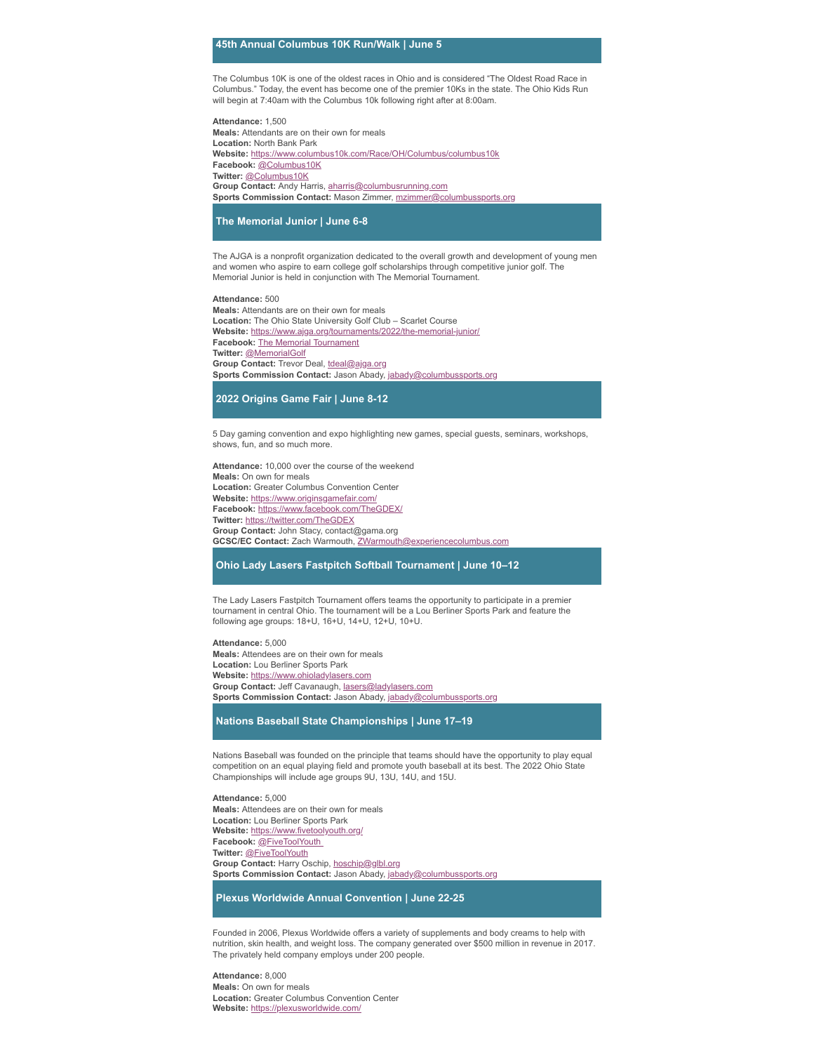## 45th Annual Columbus 10K Run/Walk | June 5

The Columbus 10K is one of the oldest races in Ohio and is considered "The Oldest Road Race in Columbus." Today, the event has become one of the premier 10Ks in the state. The Ohio Kids Run will begin at 7:40am with the Columbus 10k following right after at 8:00am.

**Attendance:** 1,500
**Meals:** Attendants are on their own for meals
**Location:** North Bank Park
**Website:** https://www.columbus10k.com/Race/OH/Columbus/columbus10k
**Facebook:** @Columbus10K
**Twitter:** @Columbus10K
**Group Contact:** Andy Harris, aharris@columbusrunning.com
**Sports Commission Contact:** Mason Zimmer, mzimmer@columbussports.org

## The Memorial Junior | June 6-8

The AJGA is a nonprofit organization dedicated to the overall growth and development of young men and women who aspire to earn college golf scholarships through competitive junior golf. The Memorial Junior is held in conjunction with The Memorial Tournament.

**Attendance:** 500
**Meals:** Attendants are on their own for meals
**Location:** The Ohio State University Golf Club – Scarlet Course
**Website:** https://www.ajga.org/tournaments/2022/the-memorial-junior/
**Facebook:** The Memorial Tournament
**Twitter:** @MemorialGolf
**Group Contact:** Trevor Deal, tdeal@ajga.org
**Sports Commission Contact:** Jason Abady, jabady@columbussports.org

## 2022 Origins Game Fair | June 8-12

5 Day gaming convention and expo highlighting new games, special guests, seminars, workshops, shows, fun, and so much more.

**Attendance:** 10,000 over the course of the weekend
**Meals:** On own for meals
**Location:** Greater Columbus Convention Center
**Website:** https://www.originsgamefair.com/
**Facebook:** https://www.facebook.com/TheGDEX/
**Twitter:** https://twitter.com/TheGDEX
**Group Contact:** John Stacy, contact@gama.org
**GCSC/EC Contact:** Zach Warmouth, ZWarmouth@experiencecolumbus.com

## Ohio Lady Lasers Fastpitch Softball Tournament | June 10–12

The Lady Lasers Fastpitch Tournament offers teams the opportunity to participate in a premier tournament in central Ohio. The tournament will be a Lou Berliner Sports Park and feature the following age groups: 18+U, 16+U, 14+U, 12+U, 10+U.

**Attendance:** 5,000
**Meals:** Attendees are on their own for meals
**Location:** Lou Berliner Sports Park
**Website:** https://www.ohioladylasers.com
**Group Contact:** Jeff Cavanaugh, lasers@ladylasers.com
**Sports Commission Contact:** Jason Abady, jabady@columbussports.org

## Nations Baseball State Championships | June 17–19

Nations Baseball was founded on the principle that teams should have the opportunity to play equal competition on an equal playing field and promote youth baseball at its best. The 2022 Ohio State Championships will include age groups 9U, 13U, 14U, and 15U.

**Attendance:** 5,000
**Meals:** Attendees are on their own for meals
**Location:** Lou Berliner Sports Park
**Website:** https://www.fivetoolyouth.org/
**Facebook:** @FiveToolYouth
**Twitter:** @FiveToolYouth
**Group Contact:** Harry Oschip, hoschip@glbl.org
**Sports Commission Contact:** Jason Abady, jabady@columbussports.org

## Plexus Worldwide Annual Convention | June 22-25

Founded in 2006, Plexus Worldwide offers a variety of supplements and body creams to help with nutrition, skin health, and weight loss. The company generated over $500 million in revenue in 2017. The privately held company employs under 200 people.

**Attendance:** 8,000
**Meals:** On own for meals
**Location:** Greater Columbus Convention Center
**Website:** https://plexusworldwide.com/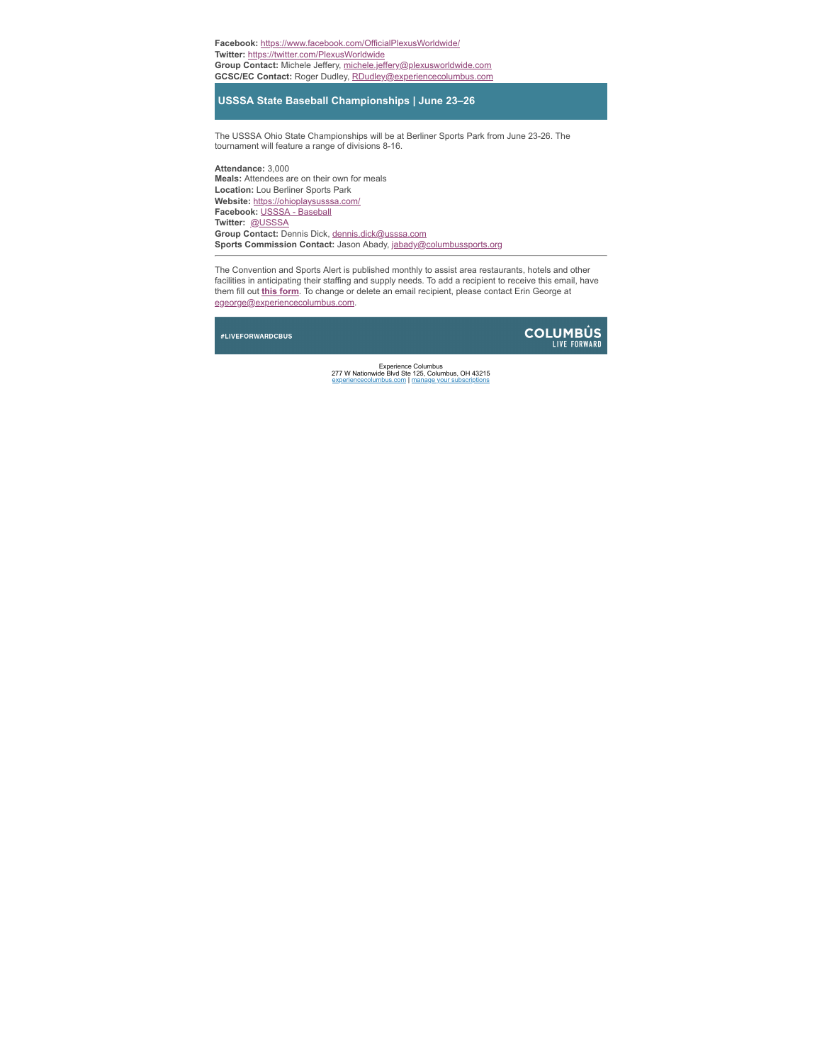**Facebook:** https://www.facebook.com/OfficialPlexusWorldwide/
**Twitter:** https://twitter.com/PlexusWorldwide
**Group Contact:** Michele Jeffery, michele.jeffery@plexusworldwide.com
**GCSC/EC Contact:** Roger Dudley, RDudley@experiencecolumbus.com

## USSSA State Baseball Championships | June 23–26

The USSSA Ohio State Championships will be at Berliner Sports Park from June 23-26. The tournament will feature a range of divisions 8-16.

**Attendance:** 3,000
**Meals:** Attendees are on their own for meals
**Location:** Lou Berliner Sports Park
**Website:** https://ohioplaysusssa.com/
**Facebook:** USSSA - Baseball
**Twitter:** @USSSA
**Group Contact:** Dennis Dick, dennis.dick@usssa.com
**Sports Commission Contact:** Jason Abady, jabady@columbussports.org

---

The Convention and Sports Alert is published monthly to assist area restaurants, hotels and other facilities in anticipating their staffing and supply needs. To add a recipient to receive this email, have them fill out **this form**. To change or delete an email recipient, please contact Erin George at egeorge@experiencecolumbus.com.

#LIVEFORWARDCBUS

COLUMBUS
LIVE FORWARD

Experience Columbus
277 W Nationwide Blvd Ste 125, Columbus, OH 43215
experiencecolumbus.com | manage your subscriptions